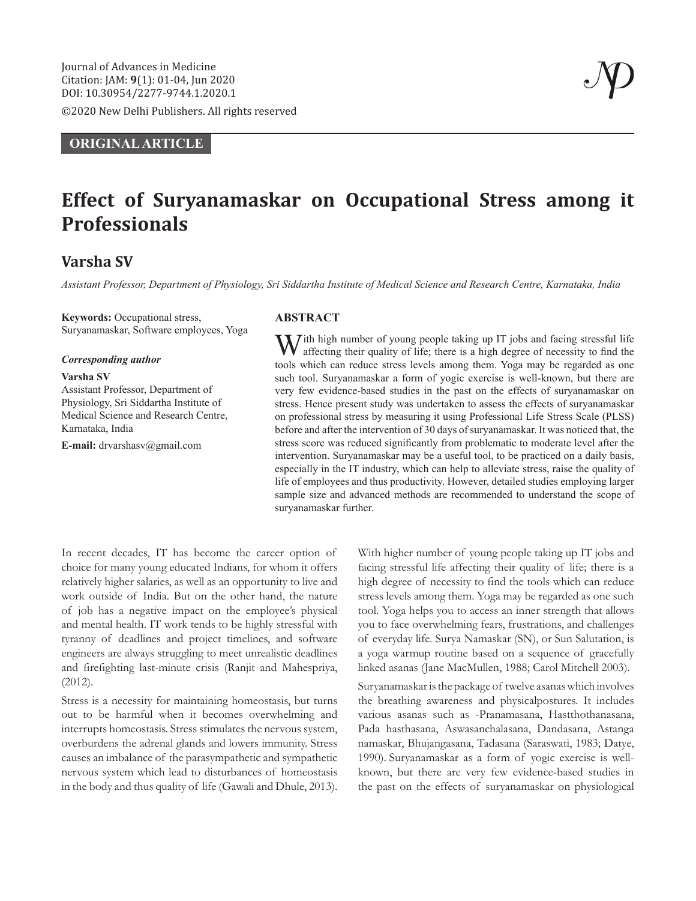Journal of Advances in Medicine
Citation: JAM: **9**(1): 01-04, Jun 2020
DOI: 10.30954/2277-9744.1.2020.1

©2020 New Delhi Publishers. All rights reserved

**ORIGINAL ARTICLE**

# Effect of Suryanamaskar on Occupational Stress among it Professionals

## Varsha SV

*Assistant Professor, Department of Physiology, Sri Siddartha Institute of Medical Science and Research Centre, Karnataka, India*

**Keywords:** Occupational stress, Suryanamaskar, Software employees, Yoga

***Corresponding author***

**Varsha SV**
Assistant Professor, Department of Physiology, Sri Siddartha Institute of Medical Science and Research Centre, Karnataka, India

**E-mail:** drvarshasv@gmail.com

### ABSTRACT

With high number of young people taking up IT jobs and facing stressful life affecting their quality of life; there is a high degree of necessity to find the tools which can reduce stress levels among them. Yoga may be regarded as one such tool. Suryanamaskar a form of yogic exercise is well-known, but there are very few evidence-based studies in the past on the effects of suryanamaskar on stress. Hence present study was undertaken to assess the effects of suryanamaskar on professional stress by measuring it using Professional Life Stress Scale (PLSS) before and after the intervention of 30 days of suryanamaskar. It was noticed that, the stress score was reduced significantly from problematic to moderate level after the intervention. Suryanamaskar may be a useful tool, to be practiced on a daily basis, especially in the IT industry, which can help to alleviate stress, raise the quality of life of employees and thus productivity. However, detailed studies employing larger sample size and advanced methods are recommended to understand the scope of suryanamaskar further.

In recent decades, IT has become the career option of choice for many young educated Indians, for whom it offers relatively higher salaries, as well as an opportunity to live and work outside of India. But on the other hand, the nature of job has a negative impact on the employee's physical and mental health. IT work tends to be highly stressful with tyranny of deadlines and project timelines, and software engineers are always struggling to meet unrealistic deadlines and firefighting last-minute crisis (Ranjit and Mahespriya, (2012).

Stress is a necessity for maintaining homeostasis, but turns out to be harmful when it becomes overwhelming and interrupts homeostasis. Stress stimulates the nervous system, overburdens the adrenal glands and lowers immunity. Stress causes an imbalance of the parasympathetic and sympathetic nervous system which lead to disturbances of homeostasis in the body and thus quality of life (Gawali and Dhule, 2013).

With higher number of young people taking up IT jobs and facing stressful life affecting their quality of life; there is a high degree of necessity to find the tools which can reduce stress levels among them. Yoga may be regarded as one such tool. Yoga helps you to access an inner strength that allows you to face overwhelming fears, frustrations, and challenges of everyday life. Surya Namaskar (SN), or Sun Salutation, is a yoga warmup routine based on a sequence of gracefully linked asanas (Jane MacMullen, 1988; Carol Mitchell 2003).

Suryanamaskar is the package of twelve asanas which involves the breathing awareness and physicalpostures. It includes various asanas such as -Pranamasana, Hastthothanasana, Pada hasthasana, Aswasanchalasana, Dandasana, Astanga namaskar, Bhujangasana, Tadasana (Saraswati, 1983; Datye, 1990). Suryanamaskar as a form of yogic exercise is well-known, but there are very few evidence-based studies in the past on the effects of suryanamaskar on physiological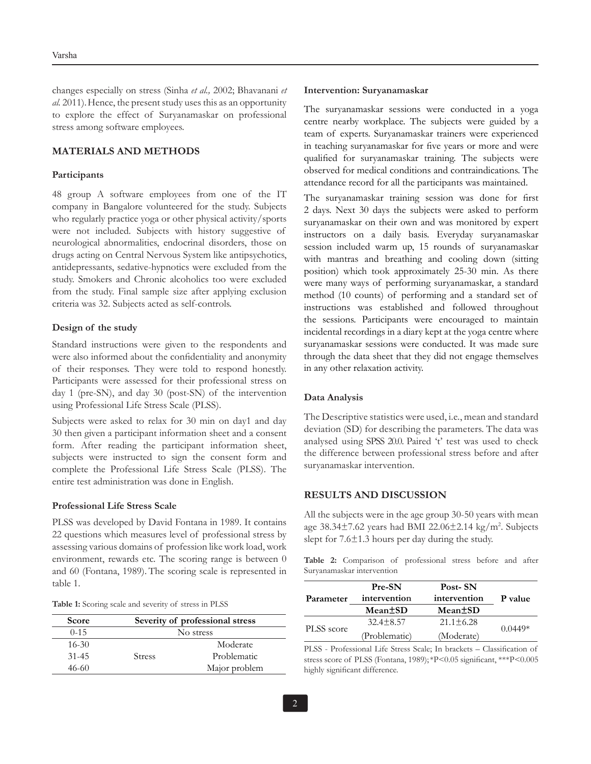changes especially on stress (Sinha *et al.,* 2002; Bhavanani *et al.* 2011). Hence, the present study uses this as an opportunity to explore the effect of Suryanamaskar on professional stress among software employees.

## MATERIALS AND METHODS

### Participants

48 group A software employees from one of the IT company in Bangalore volunteered for the study. Subjects who regularly practice yoga or other physical activity/sports were not included. Subjects with history suggestive of neurological abnormalities, endocrinal disorders, those on drugs acting on Central Nervous System like antipsychotics, antidepressants, sedative-hypnotics were excluded from the study. Smokers and Chronic alcoholics too were excluded from the study. Final sample size after applying exclusion criteria was 32. Subjects acted as self-controls.

### Design of the study

Standard instructions were given to the respondents and were also informed about the confidentiality and anonymity of their responses. They were told to respond honestly. Participants were assessed for their professional stress on day 1 (pre-SN), and day 30 (post-SN) of the intervention using Professional Life Stress Scale (PLSS).

Subjects were asked to relax for 30 min on day1 and day 30 then given a participant information sheet and a consent form. After reading the participant information sheet, subjects were instructed to sign the consent form and complete the Professional Life Stress Scale (PLSS). The entire test administration was done in English.

### Professional Life Stress Scale

PLSS was developed by David Fontana in 1989. It contains 22 questions which measures level of professional stress by assessing various domains of profession like work load, work environment, rewards etc. The scoring range is between 0 and 60 (Fontana, 1989). The scoring scale is represented in table 1.

**Table 1:** Scoring scale and severity of stress in PLSS

| Score | Severity of professional stress | |
|---|---|---|
| 0-15 | No stress | |
| 16-30 | Stress | Moderate |
| 31-45 | | Problematic |
| 46-60 | | Major problem |

### Intervention: Suryanamaskar

The suryanamaskar sessions were conducted in a yoga centre nearby workplace. The subjects were guided by a team of experts. Suryanamaskar trainers were experienced in teaching suryanamaskar for five years or more and were qualified for suryanamaskar training. The subjects were observed for medical conditions and contraindications. The attendance record for all the participants was maintained.

The suryanamaskar training session was done for first 2 days. Next 30 days the subjects were asked to perform suryanamaskar on their own and was monitored by expert instructors on a daily basis. Everyday suryanamaskar session included warm up, 15 rounds of suryanamaskar with mantras and breathing and cooling down (sitting position) which took approximately 25-30 min. As there were many ways of performing suryanamaskar, a standard method (10 counts) of performing and a standard set of instructions was established and followed throughout the sessions. Participants were encouraged to maintain incidental recordings in a diary kept at the yoga centre where suryanamaskar sessions were conducted. It was made sure through the data sheet that they did not engage themselves in any other relaxation activity.

### Data Analysis

The Descriptive statistics were used, i.e., mean and standard deviation (SD) for describing the parameters. The data was analysed using SPSS 20.0. Paired 't' test was used to check the difference between professional stress before and after suryanamaskar intervention.

## RESULTS AND DISCUSSION

All the subjects were in the age group 30-50 years with mean age 38.34±7.62 years had BMI 22.06±2.14 kg/m$^2$. Subjects slept for 7.6±1.3 hours per day during the study.

**Table 2:** Comparison of professional stress before and after Suryanamaskar intervention

| Parameter | Pre-SN intervention Mean±SD | Post- SN intervention Mean±SD | P value |
|---|---|---|---|
| PLSS score | 32.4±8.57 (Problematic) | 21.1±6.28 (Moderate) | 0.0449* |

PLSS - Professional Life Stress Scale; In brackets – Classification of stress score of PLSS (Fontana, 1989); *P<0.05 significant, ***P<0.005 highly significant difference.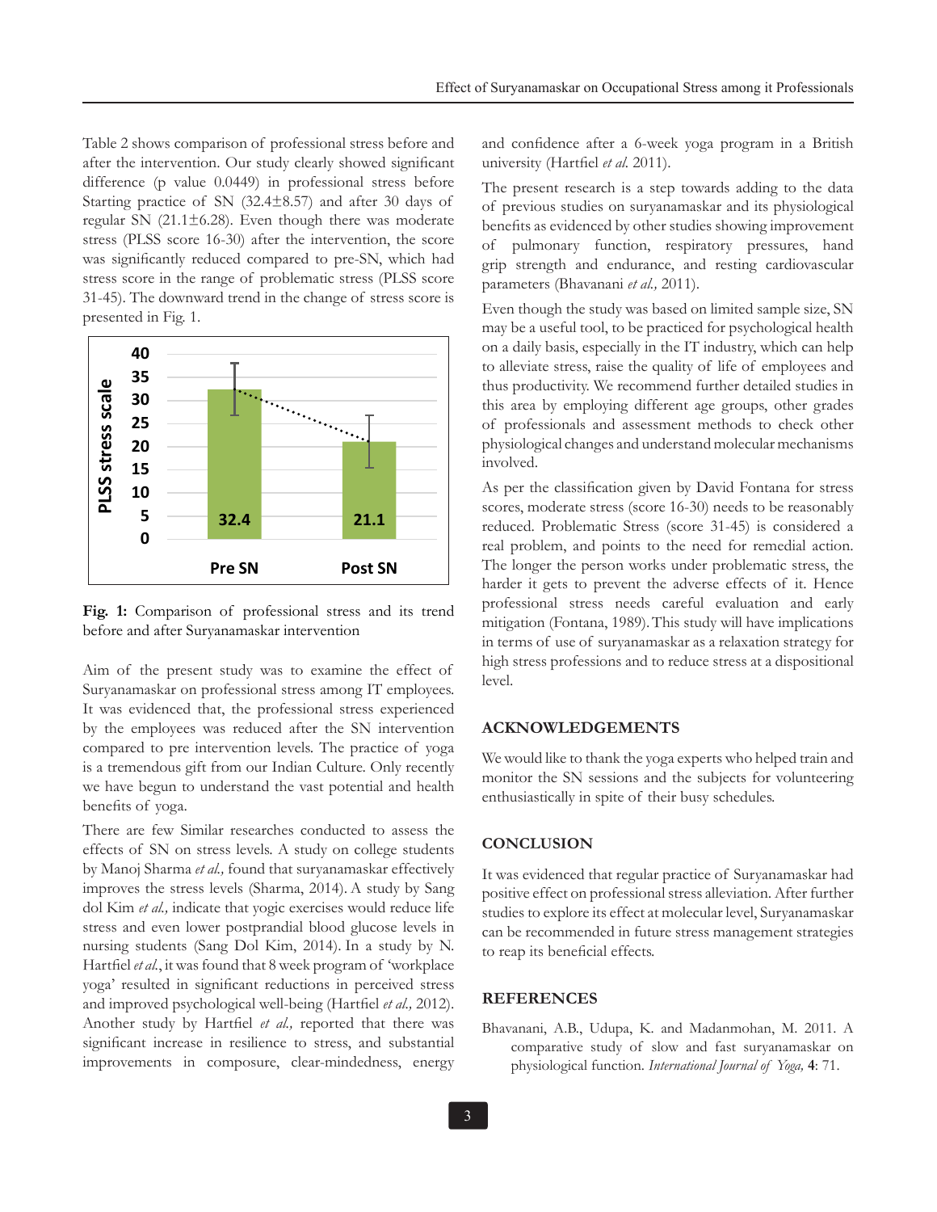Table 2 shows comparison of professional stress before and after the intervention. Our study clearly showed significant difference (p value 0.0449) in professional stress before Starting practice of SN (32.4±8.57) and after 30 days of regular SN (21.1±6.28). Even though there was moderate stress (PLSS score 16-30) after the intervention, the score was significantly reduced compared to pre-SN, which had stress score in the range of problematic stress (PLSS score 31-45). The downward trend in the change of stress score is presented in Fig. 1.

**Fig. 1:** Comparison of professional stress and its trend before and after Suryanamaskar intervention

Aim of the present study was to examine the effect of Suryanamaskar on professional stress among IT employees. It was evidenced that, the professional stress experienced by the employees was reduced after the SN intervention compared to pre intervention levels. The practice of yoga is a tremendous gift from our Indian Culture. Only recently we have begun to understand the vast potential and health benefits of yoga.

There are few Similar researches conducted to assess the effects of SN on stress levels. A study on college students by Manoj Sharma *et al.,* found that suryanamaskar effectively improves the stress levels (Sharma, 2014). A study by Sang dol Kim *et al.,* indicate that yogic exercises would reduce life stress and even lower postprandial blood glucose levels in nursing students (Sang Dol Kim, 2014). In a study by N. Hartfiel *et al.*, it was found that 8 week program of 'workplace yoga' resulted in significant reductions in perceived stress and improved psychological well-being (Hartfiel *et al.,* 2012). Another study by Hartfiel *et al.,* reported that there was significant increase in resilience to stress, and substantial improvements in composure, clear-mindedness, energy and confidence after a 6-week yoga program in a British university (Hartfiel *et al.* 2011).

The present research is a step towards adding to the data of previous studies on suryanamaskar and its physiological benefits as evidenced by other studies showing improvement of pulmonary function, respiratory pressures, hand grip strength and endurance, and resting cardiovascular parameters (Bhavanani *et al.,* 2011).

Even though the study was based on limited sample size, SN may be a useful tool, to be practiced for psychological health on a daily basis, especially in the IT industry, which can help to alleviate stress, raise the quality of life of employees and thus productivity. We recommend further detailed studies in this area by employing different age groups, other grades of professionals and assessment methods to check other physiological changes and understand molecular mechanisms involved.

As per the classification given by David Fontana for stress scores, moderate stress (score 16-30) needs to be reasonably reduced. Problematic Stress (score 31-45) is considered a real problem, and points to the need for remedial action. The longer the person works under problematic stress, the harder it gets to prevent the adverse effects of it. Hence professional stress needs careful evaluation and early mitigation (Fontana, 1989). This study will have implications in terms of use of suryanamaskar as a relaxation strategy for high stress professions and to reduce stress at a dispositional level.

## ACKNOWLEDGEMENTS

We would like to thank the yoga experts who helped train and monitor the SN sessions and the subjects for volunteering enthusiastically in spite of their busy schedules.

## CONCLUSION

It was evidenced that regular practice of Suryanamaskar had positive effect on professional stress alleviation. After further studies to explore its effect at molecular level, Suryanamaskar can be recommended in future stress management strategies to reap its beneficial effects.

## REFERENCES

Bhavanani, A.B., Udupa, K. and Madanmohan, M. 2011. A comparative study of slow and fast suryanamaskar on physiological function. *International Journal of Yoga,* **4**: 71.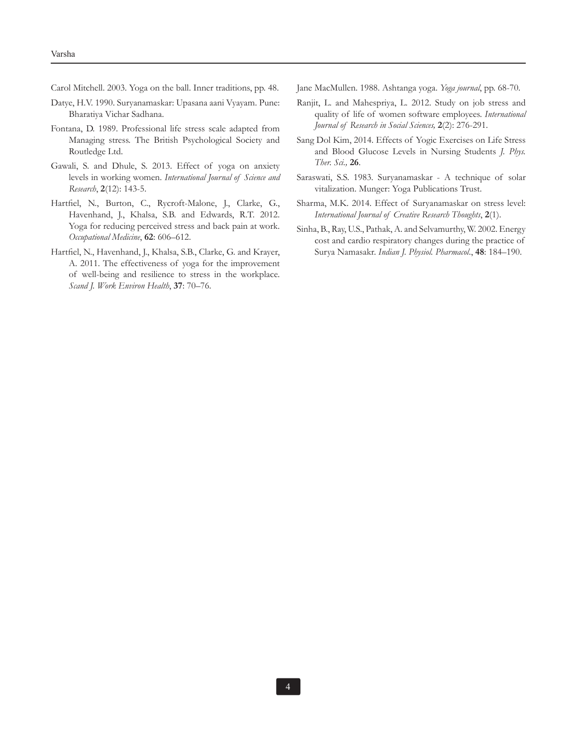Carol Mitchell. 2003. Yoga on the ball. Inner traditions, pp. 48.

Datye, H.V. 1990. Suryanamaskar: Upasana aani Vyayam. Pune: Bharatiya Vichar Sadhana.

Fontana, D. 1989. Professional life stress scale adapted from Managing stress. The British Psychological Society and Routledge Ltd.

Gawali, S. and Dhule, S. 2013. Effect of yoga on anxiety levels in working women. *International Journal of Science and Research*, **2**(12): 143-5.

Hartfiel, N., Burton, C., Rycroft-Malone, J., Clarke, G., Havenhand, J., Khalsa, S.B. and Edwards, R.T. 2012. Yoga for reducing perceived stress and back pain at work. *Occupational Medicine*, **62**: 606–612.

Hartfiel, N., Havenhand, J., Khalsa, S.B., Clarke, G. and Krayer, A. 2011. The effectiveness of yoga for the improvement of well-being and resilience to stress in the workplace. *Scand J. Work Environ Health*, **37**: 70–76.

Jane MacMullen. 1988. Ashtanga yoga. *Yoga journal*, pp. 68-70.

Ranjit, L. and Mahespriya, L. 2012. Study on job stress and quality of life of women software employees. *International Journal of Research in Social Sciences,* **2**(2): 276-291.

Sang Dol Kim, 2014. Effects of Yogic Exercises on Life Stress and Blood Glucose Levels in Nursing Students *J. Phys. Ther. Sci.,* **26**.

Saraswati, S.S. 1983. Suryanamaskar - A technique of solar vitalization. Munger: Yoga Publications Trust.

Sharma, M.K. 2014. Effect of Suryanamaskar on stress level: *International Journal of Creative Research Thoughts*, **2**(1).

Sinha, B., Ray, U.S., Pathak, A. and Selvamurthy, W. 2002. Energy cost and cardio respiratory changes during the practice of Surya Namasakr. *Indian J. Physiol. Pharmacol.*, **48**: 184–190.